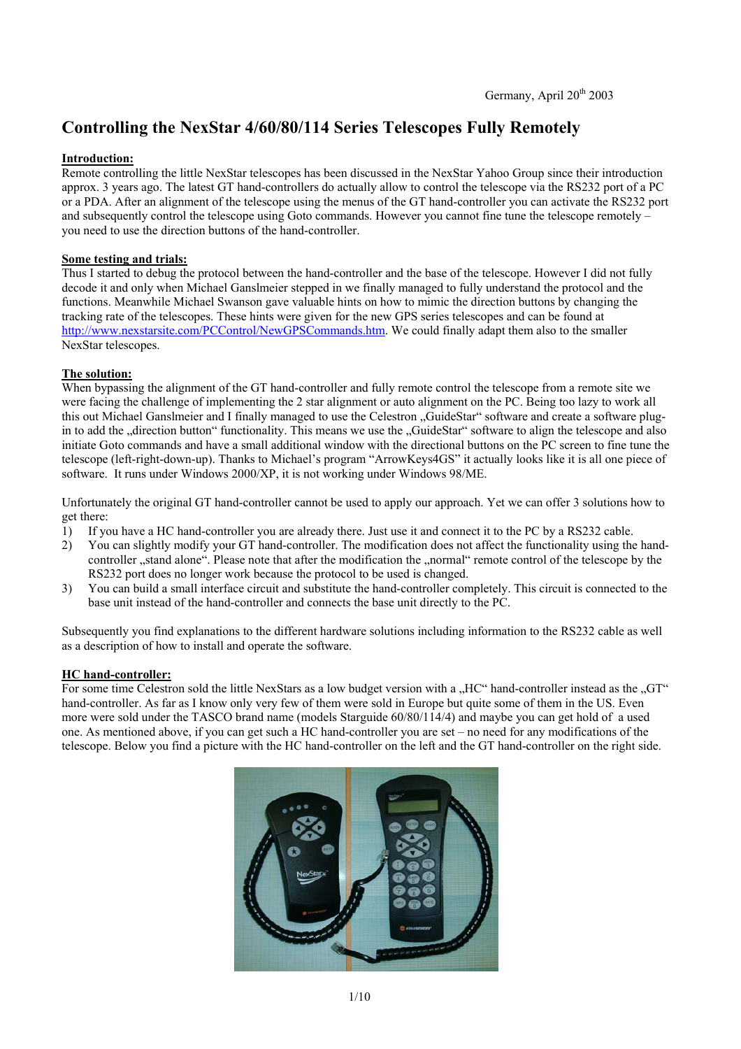Germany, April 20th 2003

# Controlling the NexStar 4/60/80/114 Series Telescopes Fully Remotely

**Introduction:**

Remote controlling the little NexStar telescopes has been discussed in the NexStar Yahoo Group since their introduction approx. 3 years ago. The latest GT hand-controllers do actually allow to control the telescope via the RS232 port of a PC or a PDA. After an alignment of the telescope using the menus of the GT hand-controller you can activate the RS232 port and subsequently control the telescope using Goto commands. However you cannot fine tune the telescope remotely – you need to use the direction buttons of the hand-controller.

**Some testing and trials:**

Thus I started to debug the protocol between the hand-controller and the base of the telescope. However I did not fully decode it and only when Michael Ganslmeier stepped in we finally managed to fully understand the protocol and the functions. Meanwhile Michael Swanson gave valuable hints on how to mimic the direction buttons by changing the tracking rate of the telescopes. These hints were given for the new GPS series telescopes and can be found at http://www.nexstarsite.com/PCControl/NewGPSCommands.htm. We could finally adapt them also to the smaller NexStar telescopes.

**The solution:**

When bypassing the alignment of the GT hand-controller and fully remote control the telescope from a remote site we were facing the challenge of implementing the 2 star alignment or auto alignment on the PC. Being too lazy to work all this out Michael Ganslmeier and I finally managed to use the Celestron „GuideStar" software and create a software plug-in to add the „direction button" functionality. This means we use the „GuideStar" software to align the telescope and also initiate Goto commands and have a small additional window with the directional buttons on the PC screen to fine tune the telescope (left-right-down-up). Thanks to Michael's program "ArrowKeys4GS" it actually looks like it is all one piece of software. It runs under Windows 2000/XP, it is not working under Windows 98/ME.

Unfortunately the original GT hand-controller cannot be used to apply our approach. Yet we can offer 3 solutions how to get there:

1) If you have a HC hand-controller you are already there. Just use it and connect it to the PC by a RS232 cable.
2) You can slightly modify your GT hand-controller. The modification does not affect the functionality using the hand-controller „stand alone". Please note that after the modification the „normal" remote control of the telescope by the RS232 port does no longer work because the protocol to be used is changed.
3) You can build a small interface circuit and substitute the hand-controller completely. This circuit is connected to the base unit instead of the hand-controller and connects the base unit directly to the PC.

Subsequently you find explanations to the different hardware solutions including information to the RS232 cable as well as a description of how to install and operate the software.

**HC hand-controller:**

For some time Celestron sold the little NexStars as a low budget version with a „HC" hand-controller instead as the „GT" hand-controller. As far as I know only very few of them were sold in Europe but quite some of them in the US. Even more were sold under the TASCO brand name (models Starguide 60/80/114/4) and maybe you can get hold of a used one. As mentioned above, if you can get such a HC hand-controller you are set – no need for any modifications of the telescope. Below you find a picture with the HC hand-controller on the left and the GT hand-controller on the right side.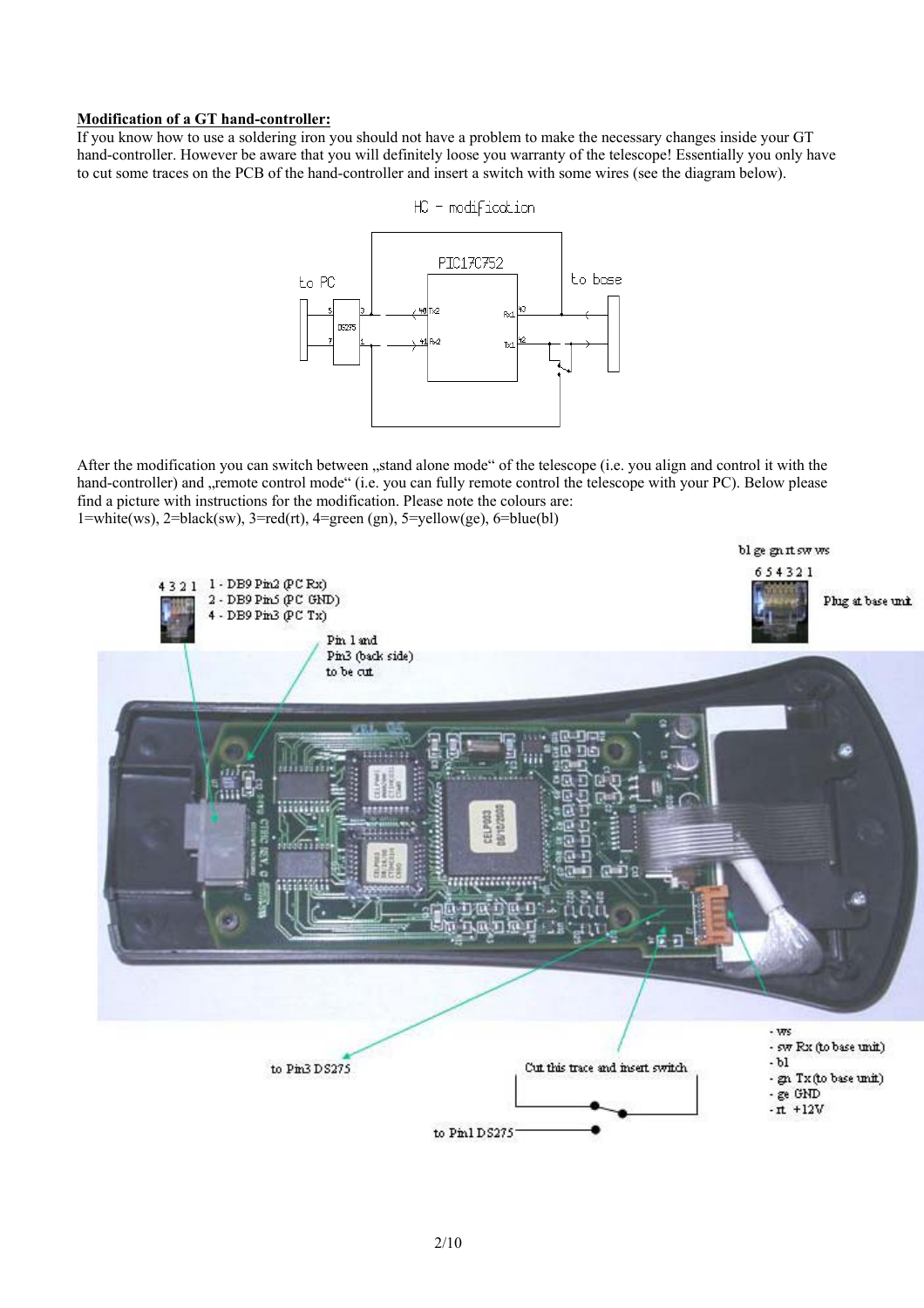**Modification of a GT hand-controller:**

If you know how to use a soldering iron you should not have a problem to make the necessary changes inside your GT hand-controller. However be aware that you will definitely loose you warranty of the telescope! Essentially you only have to cut some traces on the PCB of the hand-controller and insert a switch with some wires (see the diagram below).

HC – modification

PIC17C752

to PC

to base

DS275

After the modification you can switch between „stand alone mode" of the telescope (i.e. you align and control it with the hand-controller) and „remote control mode" (i.e. you can fully remote control the telescope with your PC). Below please find a picture with instructions for the modification. Please note the colours are:
1=white(ws), 2=black(sw), 3=red(rt), 4=green (gn), 5=yellow(ge), 6=blue(bl)

4 3 2 1
1 - DB9 Pin2 (PC Rx)
2 - DB9 Pin5 (PC GND)
4 - DB9 Pin3 (PC Tx)

Pin 1 and
Pin3 (back side)
to be cut

bl ge gn rt sw ws
6 5 4 3 2 1
Plug at base unit

- ws
- sw Rx (to base unit)
- bl
- gn Tx (to base unit)
- ge GND
- rt +12V

to Pin3 DS275

Cut this trace and insert switch

to Pin1 DS275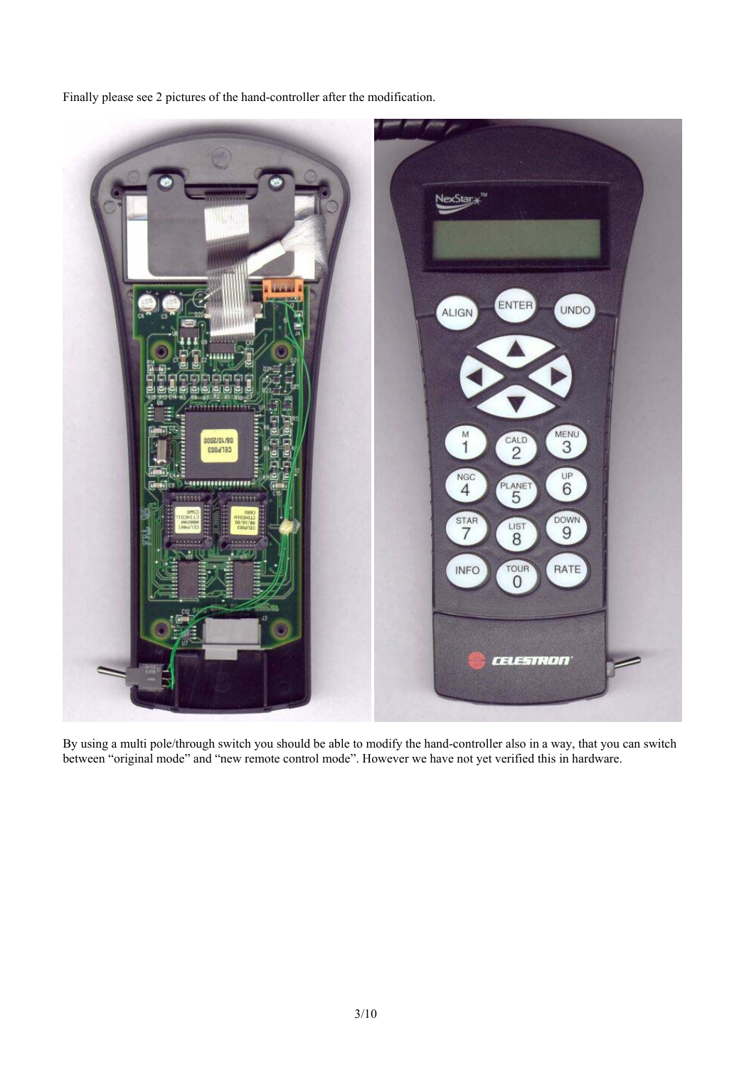Finally please see 2 pictures of the hand-controller after the modification.

By using a multi pole/through switch you should be able to modify the hand-controller also in a way, that you can switch between "original mode" and "new remote control mode". However we have not yet verified this in hardware.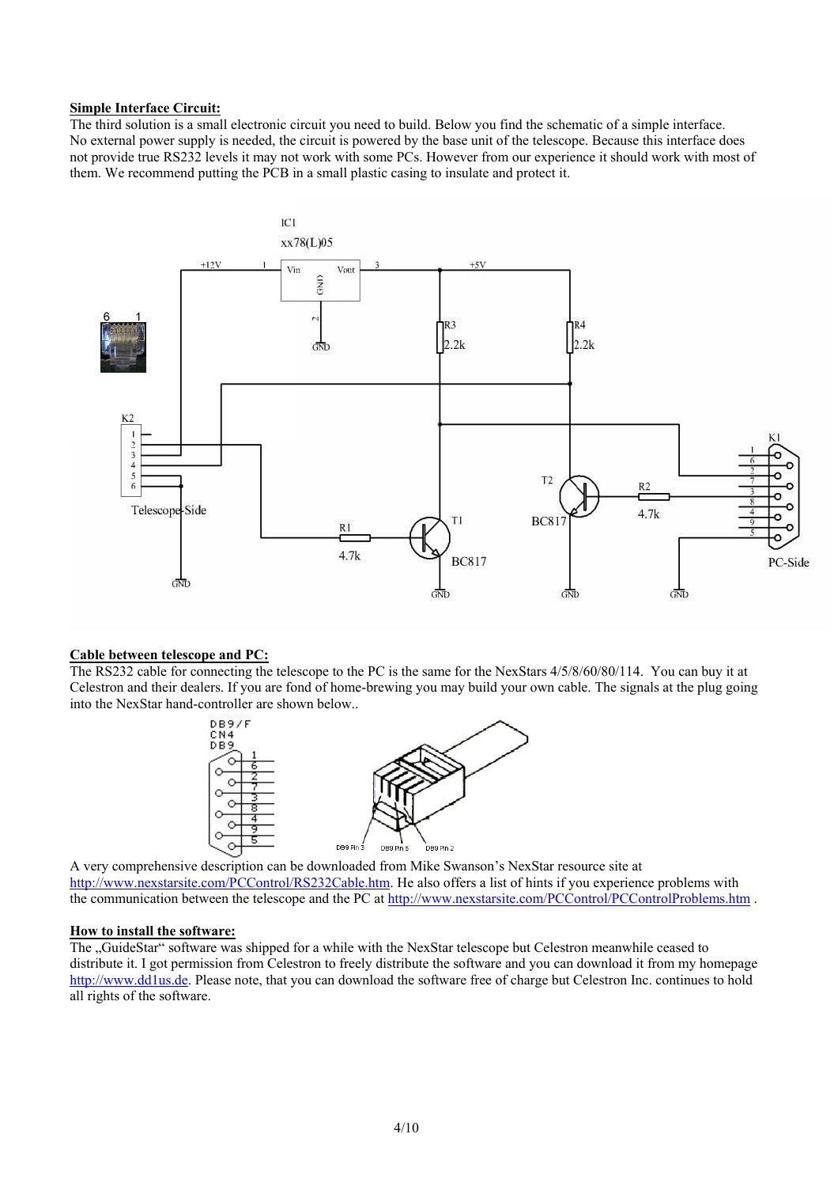**Simple Interface Circuit:**

The third solution is a small electronic circuit you need to build. Below you find the schematic of a simple interface. No external power supply is needed, the circuit is powered by the base unit of the telescope. Because this interface does not provide true RS232 levels it may not work with some PCs. However from our experience it should work with most of them. We recommend putting the PCB in a small plastic casing to insulate and protect it.

**Cable between telescope and PC:**

The RS232 cable for connecting the telescope to the PC is the same for the NexStars 4/5/8/60/80/114. You can buy it at Celestron and their dealers. If you are fond of home-brewing you may build your own cable. The signals at the plug going into the NexStar hand-controller are shown below..

A very comprehensive description can be downloaded from Mike Swanson's NexStar resource site at http://www.nexstarsite.com/PCControl/RS232Cable.htm. He also offers a list of hints if you experience problems with the communication between the telescope and the PC at http://www.nexstarsite.com/PCControl/PCControlProblems.htm .

**How to install the software:**

The „GuideStar" software was shipped for a while with the NexStar telescope but Celestron meanwhile ceased to distribute it. I got permission from Celestron to freely distribute the software and you can download it from my homepage http://www.dd1us.de. Please note, that you can download the software free of charge but Celestron Inc. continues to hold all rights of the software.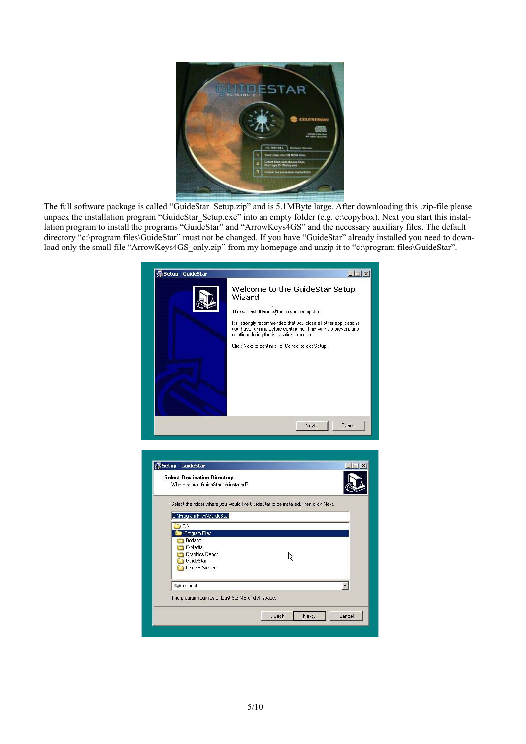The full software package is called “GuideStar_Setup.zip” and is 5.1MByte large. After downloading this .zip-file please unpack the installation program “GuideStar_Setup.exe” into an empty folder (e.g. c:\copybox). Next you start this installation program to install the programs “GuideStar” and “ArrowKeys4GS” and the necessary auxiliary files. The default directory “c:\program files\GuideStar” must not be changed. If you have “GuideStar” already installed you need to download only the small file “ArrowKeys4GS_only.zip” from my homepage and unzip it to “c:\program files\GuideStar”.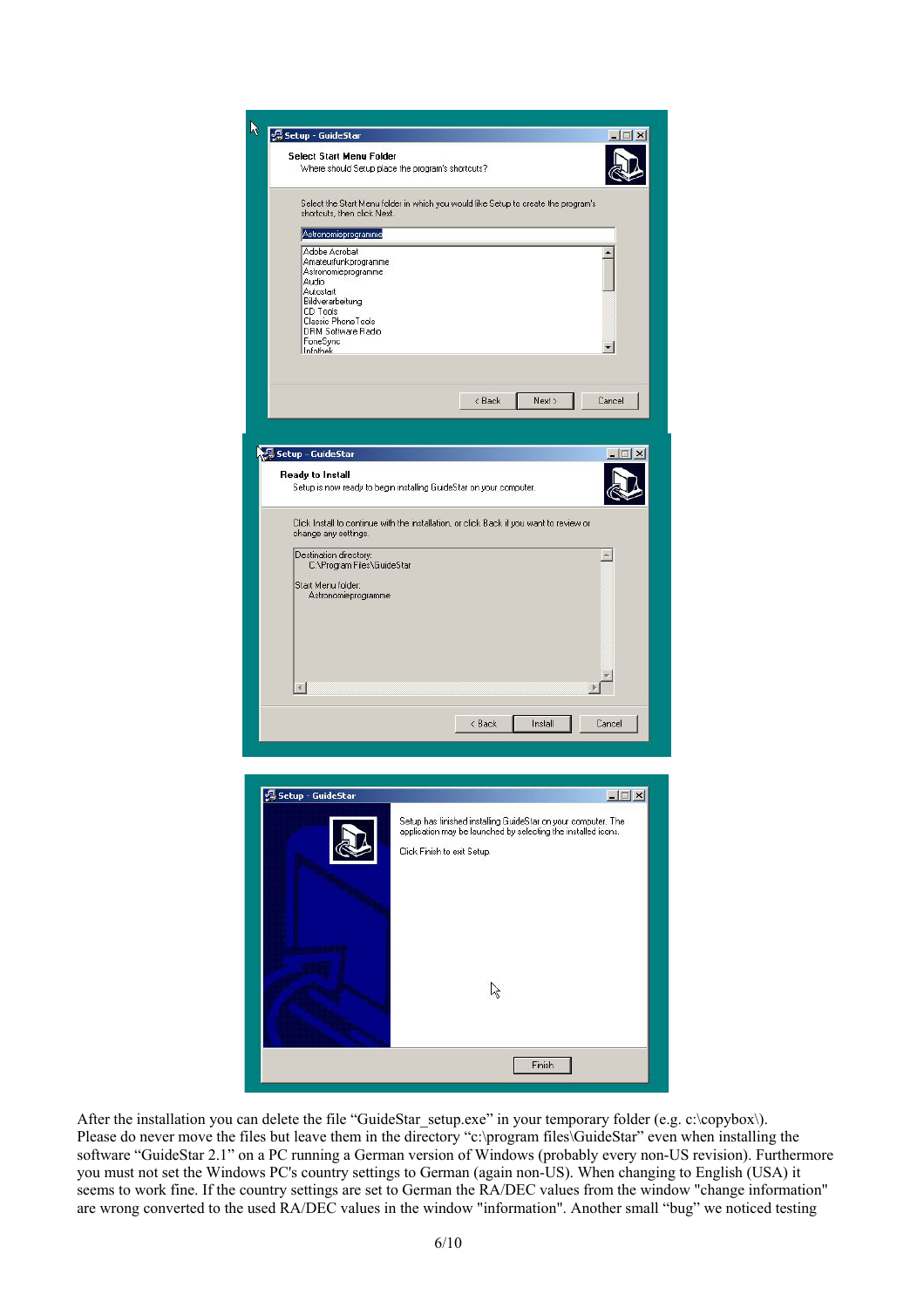After the installation you can delete the file “GuideStar_setup.exe” in your temporary folder (e.g. c:\copybox\). Please do never move the files but leave them in the directory “c:\program files\GuideStar” even when installing the software “GuideStar 2.1” on a PC running a German version of Windows (probably every non-US revision). Furthermore you must not set the Windows PC's country settings to German (again non-US). When changing to English (USA) it seems to work fine. If the country settings are set to German the RA/DEC values from the window "change information" are wrong converted to the used RA/DEC values in the window "information". Another small “bug” we noticed testing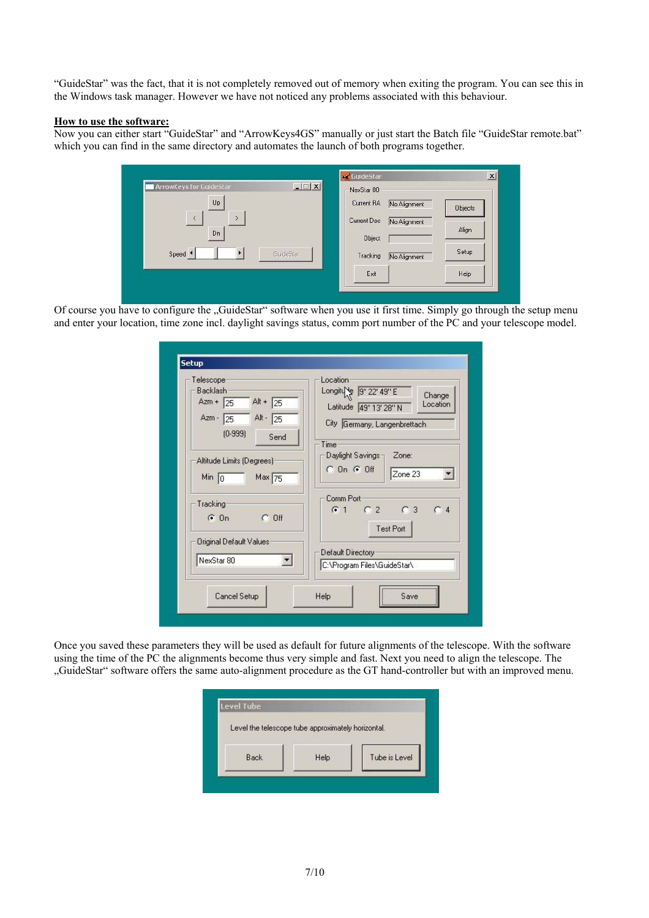"GuideStar" was the fact, that it is not completely removed out of memory when exiting the program. You can see this in the Windows task manager. However we have not noticed any problems associated with this behaviour.

**How to use the software:**

Now you can either start "GuideStar" and "ArrowKeys4GS" manually or just start the Batch file "GuideStar remote.bat" which you can find in the same directory and automates the launch of both programs together.

Of course you have to configure the „GuideStar" software when you use it first time. Simply go through the setup menu and enter your location, time zone incl. daylight savings status, comm port number of the PC and your telescope model.

Once you saved these parameters they will be used as default for future alignments of the telescope. With the software using the time of the PC the alignments become thus very simple and fast. Next you need to align the telescope. The „GuideStar" software offers the same auto-alignment procedure as the GT hand-controller but with an improved menu.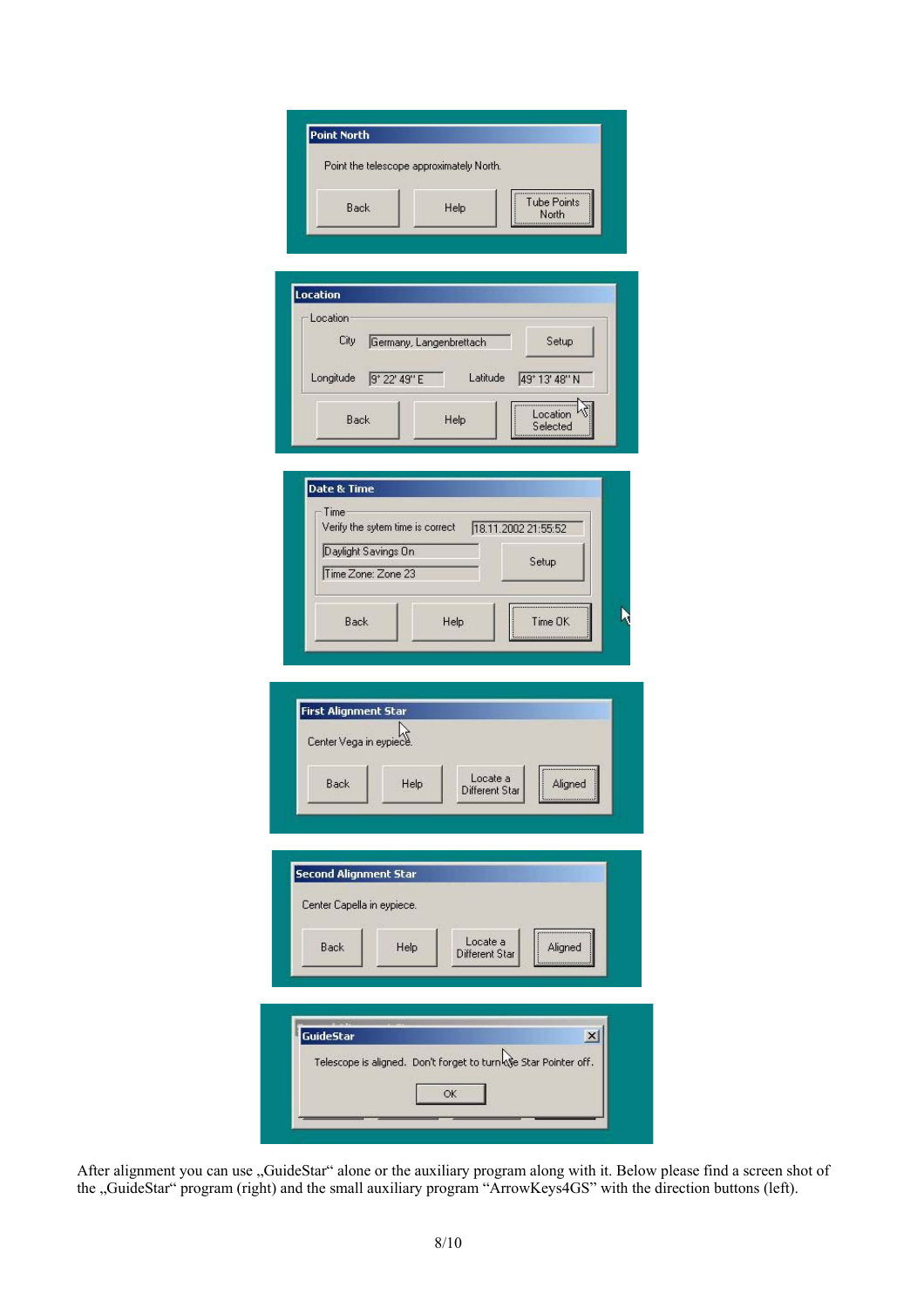After alignment you can use „GuideStar“ alone or the auxiliary program along with it. Below please find a screen shot of the „GuideStar“ program (right) and the small auxiliary program “ArrowKeys4GS” with the direction buttons (left).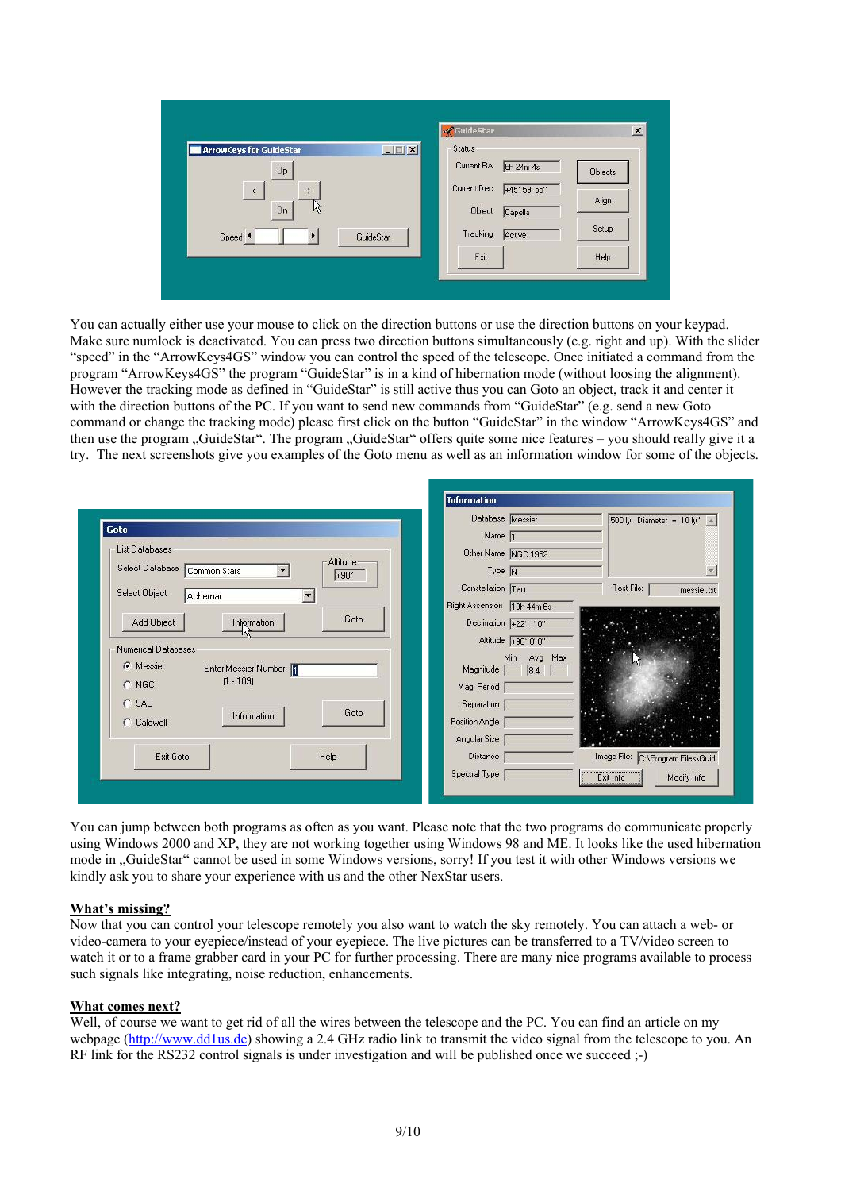You can actually either use your mouse to click on the direction buttons or use the direction buttons on your keypad. Make sure numlock is deactivated. You can press two direction buttons simultaneously (e.g. right and up). With the slider "speed" in the "ArrowKeys4GS" window you can control the speed of the telescope. Once initiated a command from the program "ArrowKeys4GS" the program "GuideStar" is in a kind of hibernation mode (without loosing the alignment). However the tracking mode as defined in "GuideStar" is still active thus you can Goto an object, track it and center it with the direction buttons of the PC. If you want to send new commands from "GuideStar" (e.g. send a new Goto command or change the tracking mode) please first click on the button "GuideStar" in the window "ArrowKeys4GS" and then use the program „GuideStar". The program „GuideStar" offers quite some nice features – you should really give it a try. The next screenshots give you examples of the Goto menu as well as an information window for some of the objects.

You can jump between both programs as often as you want. Please note that the two programs do communicate properly using Windows 2000 and XP, they are not working together using Windows 98 and ME. It looks like the used hibernation mode in „GuideStar" cannot be used in some Windows versions, sorry! If you test it with other Windows versions we kindly ask you to share your experience with us and the other NexStar users.

**What's missing?**

Now that you can control your telescope remotely you also want to watch the sky remotely. You can attach a web- or video-camera to your eyepiece/instead of your eyepiece. The live pictures can be transferred to a TV/video screen to watch it or to a frame grabber card in your PC for further processing. There are many nice programs available to process such signals like integrating, noise reduction, enhancements.

**What comes next?**

Well, of course we want to get rid of all the wires between the telescope and the PC. You can find an article on my webpage (http://www.dd1us.de) showing a 2.4 GHz radio link to transmit the video signal from the telescope to you. An RF link for the RS232 control signals is under investigation and will be published once we succeed ;-)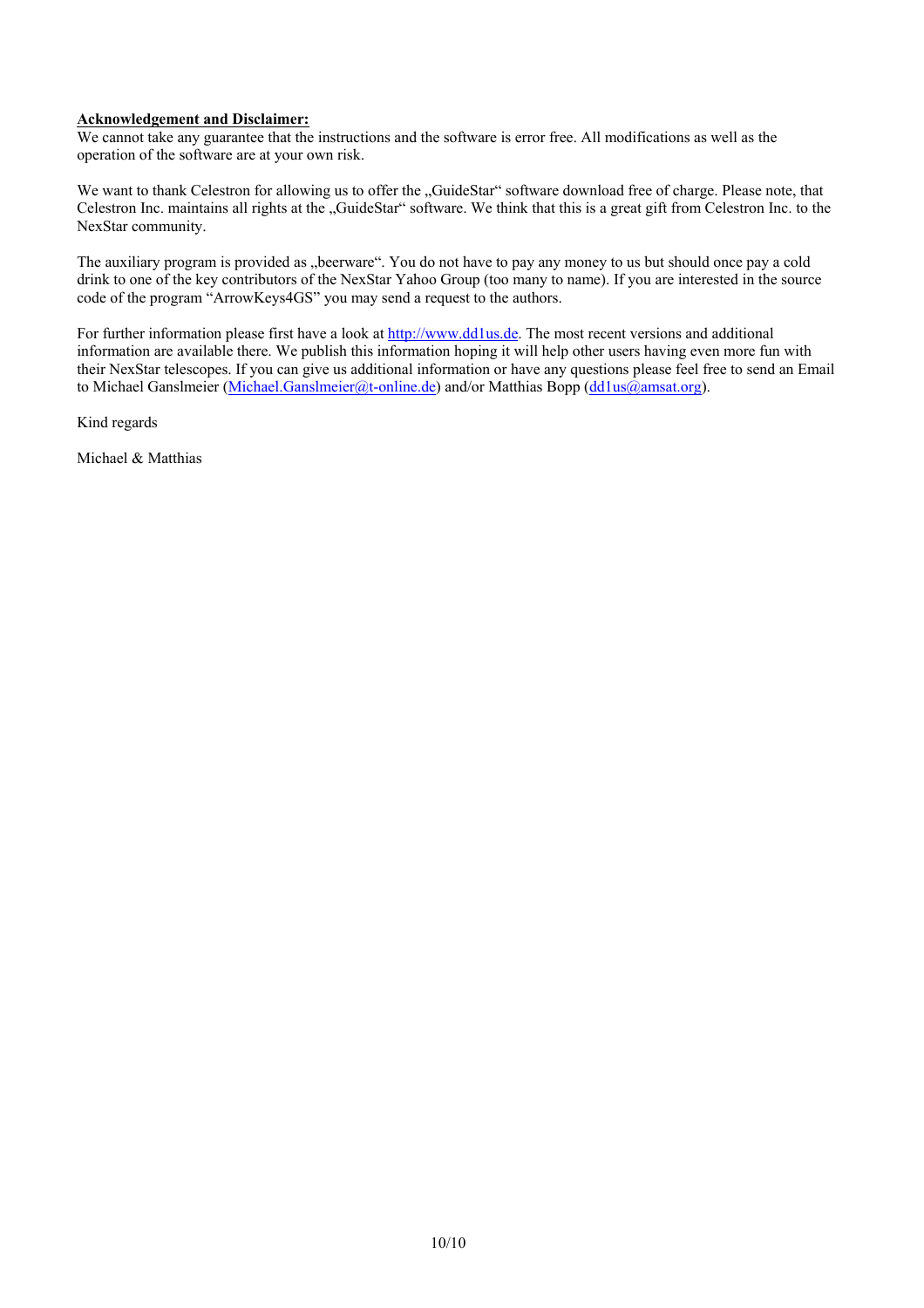**Acknowledgement and Disclaimer:**

We cannot take any guarantee that the instructions and the software is error free. All modifications as well as the operation of the software are at your own risk.

We want to thank Celestron for allowing us to offer the „GuideStar“ software download free of charge. Please note, that Celestron Inc. maintains all rights at the „GuideStar“ software. We think that this is a great gift from Celestron Inc. to the NexStar community.

The auxiliary program is provided as „beerware“. You do not have to pay any money to us but should once pay a cold drink to one of the key contributors of the NexStar Yahoo Group (too many to name). If you are interested in the source code of the program “ArrowKeys4GS” you may send a request to the authors.

For further information please first have a look at http://www.dd1us.de. The most recent versions and additional information are available there. We publish this information hoping it will help other users having even more fun with their NexStar telescopes. If you can give us additional information or have any questions please feel free to send an Email to Michael Ganslmeier (Michael.Ganslmeier@t-online.de) and/or Matthias Bopp (dd1us@amsat.org).

Kind regards

Michael & Matthias